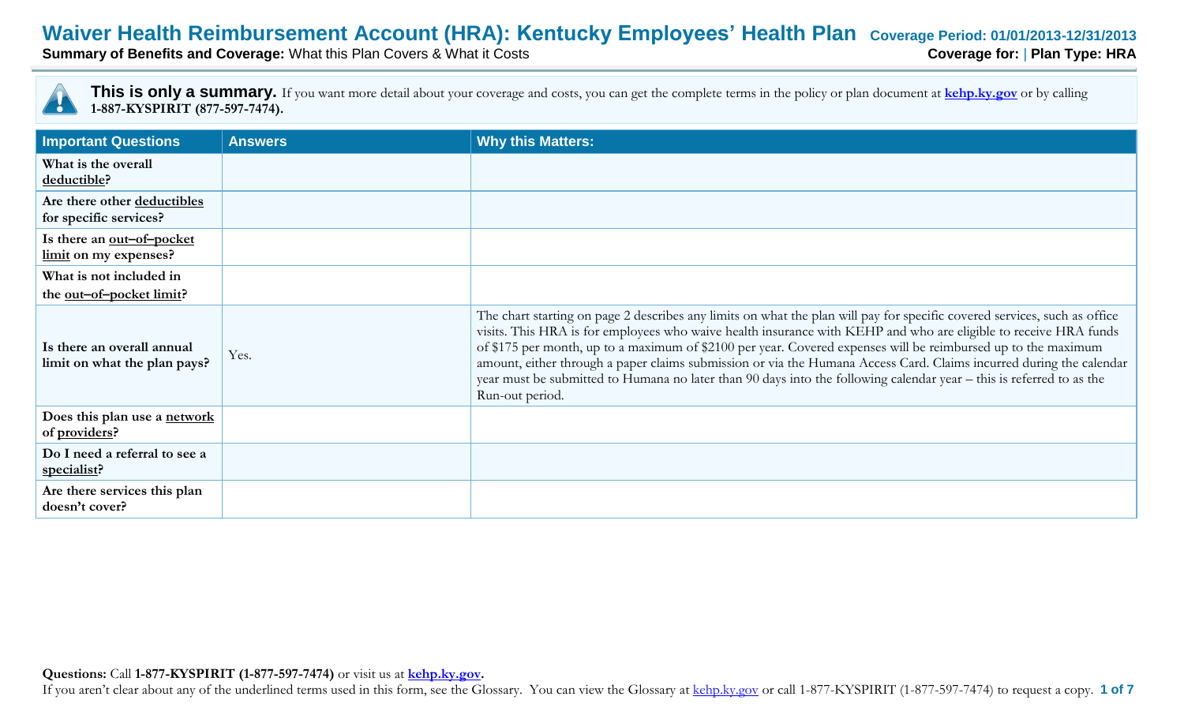# Waiver Health Reimbursement Account (HRA): Kentucky Employees' Health Plan

**Coverage Period: 01/01/2013-12/31/2013**

**Summary of Benefits and Coverage:** What this Plan Covers & What it Costs

**Coverage for:** | **Plan Type: HRA**

**This is only a summary.** If you want more detail about your coverage and costs, you can get the complete terms in the policy or plan document at **kehp.ky.gov** or by calling **1-887-KYSPIRIT (877-597-7474).**

| Important Questions | Answers | Why this Matters: |
|---|---|---|
| **What is the overall deductible?** | | |
| **Are there other deductibles for specific services?** | | |
| **Is there an out–of–pocket limit on my expenses?** | | |
| **What is not included in the out–of–pocket limit?** | | |
| **Is there an overall annual limit on what the plan pays?** | Yes. | The chart starting on page 2 describes any limits on what the plan will pay for specific covered services, such as office visits. This HRA is for employees who waive health insurance with KEHP and who are eligible to receive HRA funds of $175 per month, up to a maximum of $2100 per year. Covered expenses will be reimbursed up to the maximum amount, either through a paper claims submission or via the Humana Access Card. Claims incurred during the calendar year must be submitted to Humana no later than 90 days into the following calendar year – this is referred to as the Run-out period. |
| **Does this plan use a network of providers?** | | |
| **Do I need a referral to see a specialist?** | | |
| **Are there services this plan doesn't cover?** | | |

**Questions:** Call **1-877-KYSPIRIT (1-877-597-7474)** or visit us at **kehp.ky.gov**.

If you aren't clear about any of the underlined terms used in this form, see the Glossary. You can view the Glossary at kehp.ky.gov or call 1-877-KYSPIRIT (1-877-597-7474) to request a copy.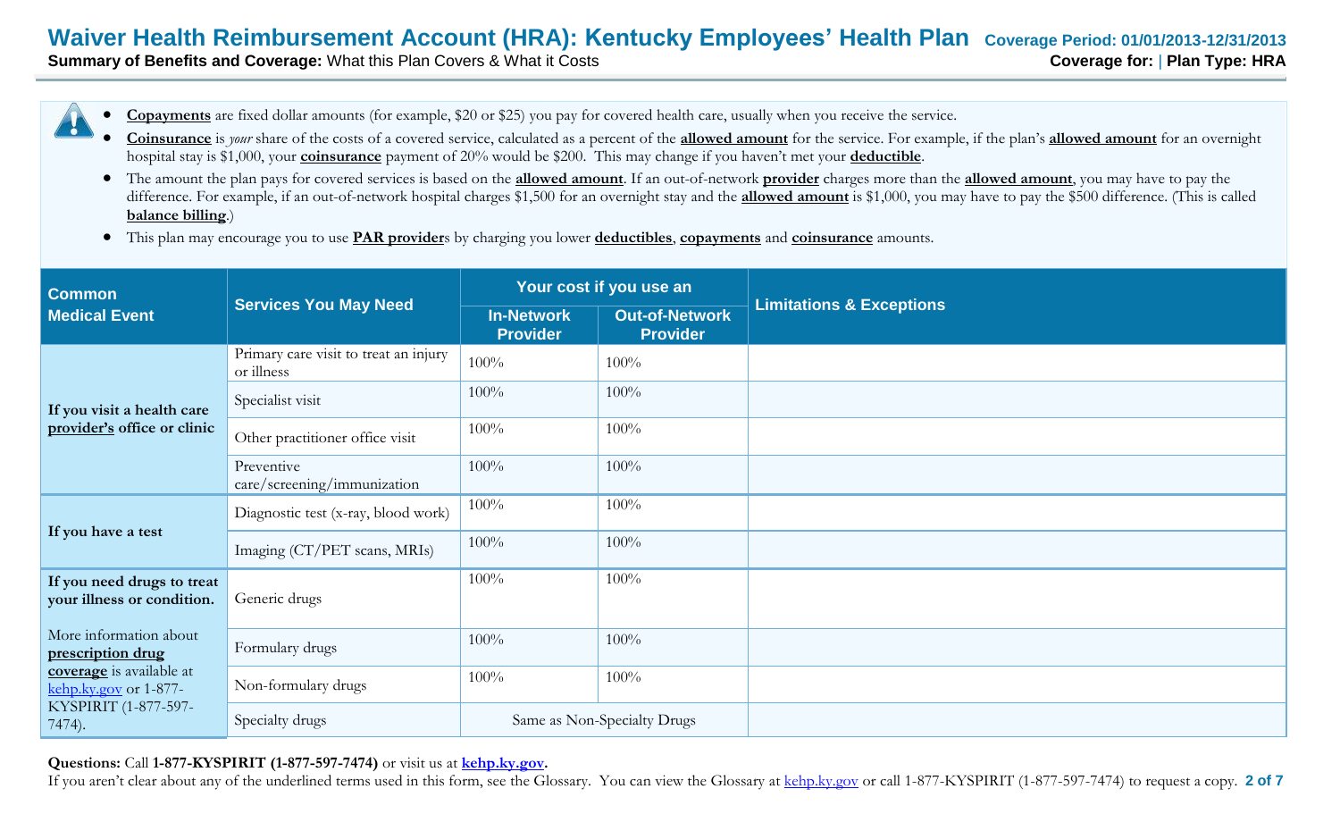# Waiver Health Reimbursement Account (HRA): Kentucky Employees' Health Plan

**Coverage Period: 01/01/2013-12/31/2013**

**Summary of Benefits and Coverage:** What this Plan Covers & What it Costs

**Coverage for:** | **Plan Type: HRA**

- **Copayments** are fixed dollar amounts (for example, $20 or $25) you pay for covered health care, usually when you receive the service.
- **Coinsurance** is *your* share of the costs of a covered service, calculated as a percent of the **allowed amount** for the service. For example, if the plan's **allowed amount** for an overnight hospital stay is $1,000, your **coinsurance** payment of 20% would be $200. This may change if you haven't met your **deductible**.
- The amount the plan pays for covered services is based on the **allowed amount**. If an out-of-network **provider** charges more than the **allowed amount**, you may have to pay the difference. For example, if an out-of-network hospital charges $1,500 for an overnight stay and the **allowed amount** is $1,000, you may have to pay the $500 difference. (This is called **balance billing**.)
- This plan may encourage you to use **PAR provider**s by charging you lower **deductibles**, **copayments** and **coinsurance** amounts.

| Common Medical Event | Services You May Need | Your cost if you use an In-Network Provider | Your cost if you use an Out-of-Network Provider | Limitations & Exceptions |
|---|---|---|---|---|
| **If you visit a health care provider's office or clinic** | Primary care visit to treat an injury or illness | 100% | 100% | |
| | Specialist visit | 100% | 100% | |
| | Other practitioner office visit | 100% | 100% | |
| | Preventive care/screening/immunization | 100% | 100% | |
| **If you have a test** | Diagnostic test (x-ray, blood work) | 100% | 100% | |
| | Imaging (CT/PET scans, MRIs) | 100% | 100% | |
| **If you need drugs to treat your illness or condition.** More information about **prescription drug coverage** is available at kehp.ky.gov or 1-877-KYSPIRIT (1-877-597-7474). | Generic drugs | 100% | 100% | |
| | Formulary drugs | 100% | 100% | |
| | Non-formulary drugs | 100% | 100% | |
| | Specialty drugs | Same as Non-Specialty Drugs | | |

**Questions:** Call **1-877-KYSPIRIT (1-877-597-7474)** or visit us at **kehp.ky.gov.**

If you aren't clear about any of the underlined terms used in this form, see the Glossary. You can view the Glossary at kehp.ky.gov or call 1-877-KYSPIRIT (1-877-597-7474) to request a copy.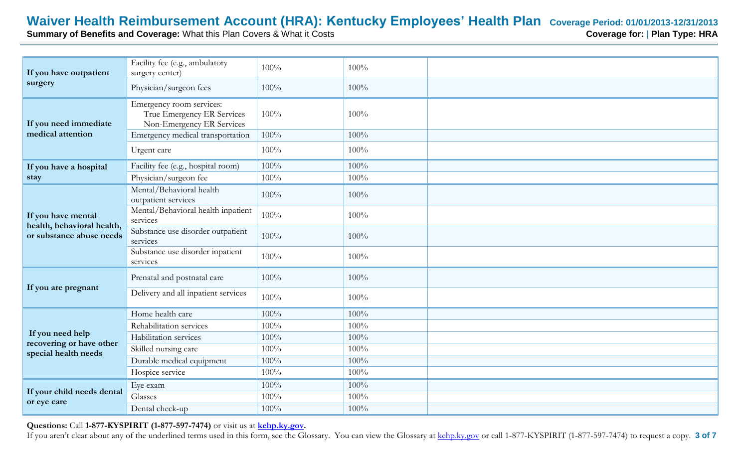| | | | | |
|---|---|---|---|---|
| If you have outpatient surgery | Facility fee (e.g., ambulatory surgery center) | 100% | 100% | |
| | Physician/surgeon fees | 100% | 100% | |
| If you need immediate medical attention | Emergency room services: True Emergency ER Services Non-Emergency ER Services | 100% | 100% | |
| | Emergency medical transportation | 100% | 100% | |
| | Urgent care | 100% | 100% | |
| If you have a hospital stay | Facility fee (e.g., hospital room) | 100% | 100% | |
| | Physician/surgeon fee | 100% | 100% | |
| If you have mental health, behavioral health, or substance abuse needs | Mental/Behavioral health outpatient services | 100% | 100% | |
| | Mental/Behavioral health inpatient services | 100% | 100% | |
| | Substance use disorder outpatient services | 100% | 100% | |
| | Substance use disorder inpatient services | 100% | 100% | |
| If you are pregnant | Prenatal and postnatal care | 100% | 100% | |
| | Delivery and all inpatient services | 100% | 100% | |
| If you need help recovering or have other special health needs | Home health care | 100% | 100% | |
| | Rehabilitation services | 100% | 100% | |
| | Habilitation services | 100% | 100% | |
| | Skilled nursing care | 100% | 100% | |
| | Durable medical equipment | 100% | 100% | |
| | Hospice service | 100% | 100% | |
| If your child needs dental or eye care | Eye exam | 100% | 100% | |
| | Glasses | 100% | 100% | |
| | Dental check-up | 100% | 100% | |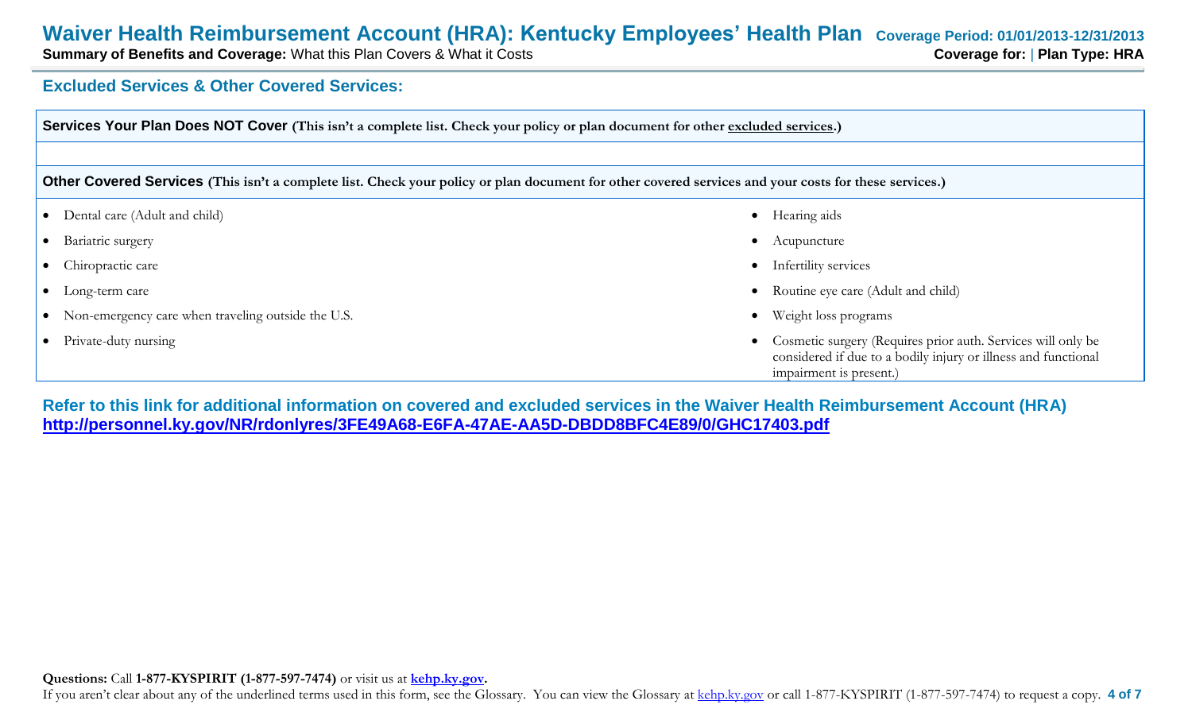# Waiver Health Reimbursement Account (HRA): Kentucky Employees' Health Plan

**Coverage Period: 01/01/2013-12/31/2013**

**Summary of Benefits and Coverage:** What this Plan Covers & What it Costs

**Coverage for:** | **Plan Type: HRA**

## Excluded Services & Other Covered Services:

**Services Your Plan Does NOT Cover (This isn't a complete list. Check your policy or plan document for other excluded services.)**

**Other Covered Services (This isn't a complete list. Check your policy or plan document for other covered services and your costs for these services.)**

- Dental care (Adult and child)
- Bariatric surgery
- Chiropractic care
- Long-term care
- Non-emergency care when traveling outside the U.S.
- Private-duty nursing
- Hearing aids
- Acupuncture
- Infertility services
- Routine eye care (Adult and child)
- Weight loss programs
- Cosmetic surgery (Requires prior auth. Services will only be considered if due to a bodily injury or illness and functional impairment is present.)

**Refer to this link for additional information on covered and excluded services in the Waiver Health Reimbursement Account (HRA) http://personnel.ky.gov/NR/rdonlyres/3FE49A68-E6FA-47AE-AA5D-DBDD8BFC4E89/0/GHC17403.pdf**

**Questions:** Call **1-877-KYSPIRIT (1-877-597-7474)** or visit us at **kehp.ky.gov**.

If you aren't clear about any of the underlined terms used in this form, see the Glossary. You can view the Glossary at kehp.ky.gov or call 1-877-KYSPIRIT (1-877-597-7474) to request a copy.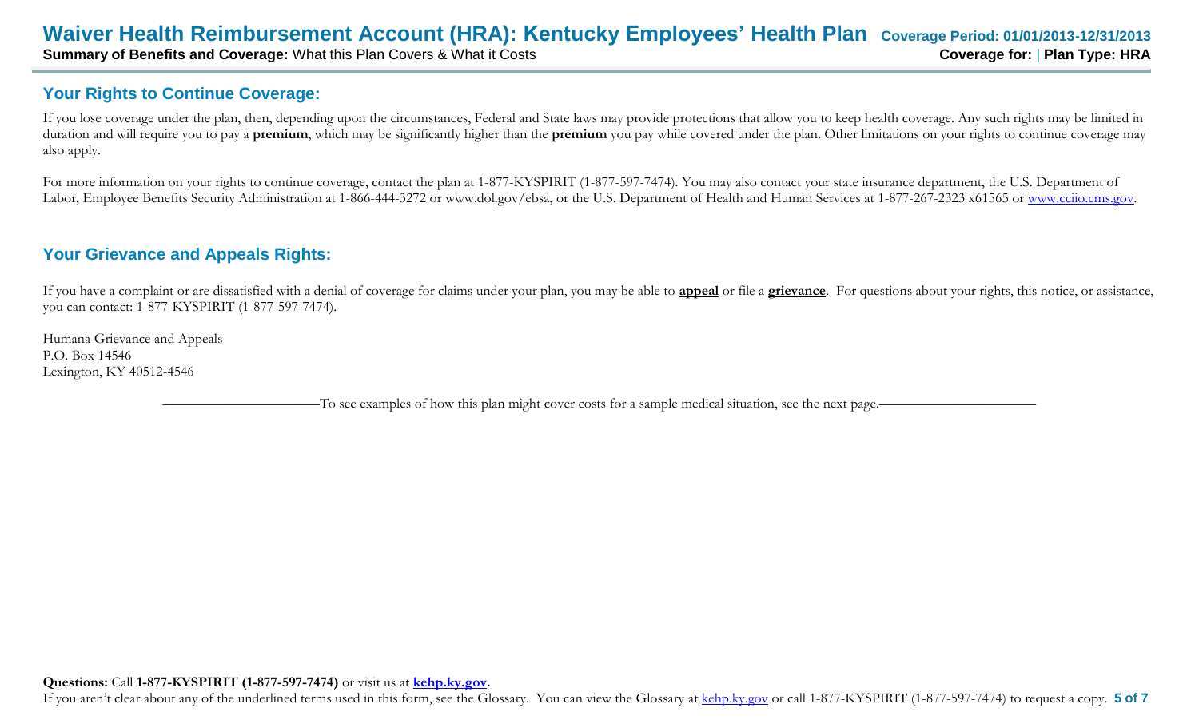## Your Rights to Continue Coverage:

If you lose coverage under the plan, then, depending upon the circumstances, Federal and State laws may provide protections that allow you to keep health coverage. Any such rights may be limited in duration and will require you to pay a **premium**, which may be significantly higher than the **premium** you pay while covered under the plan. Other limitations on your rights to continue coverage may also apply.

For more information on your rights to continue coverage, contact the plan at 1-877-KYSPIRIT (1-877-597-7474). You may also contact your state insurance department, the U.S. Department of Labor, Employee Benefits Security Administration at 1-866-444-3272 or www.dol.gov/ebsa, or the U.S. Department of Health and Human Services at 1-877-267-2323 x61565 or www.cciio.cms.gov.

## Your Grievance and Appeals Rights:

If you have a complaint or are dissatisfied with a denial of coverage for claims under your plan, you may be able to **appeal** or file a **grievance**. For questions about your rights, this notice, or assistance, you can contact: 1-877-KYSPIRIT (1-877-597-7474).

Humana Grievance and Appeals
P.O. Box 14546
Lexington, KY 40512-4546

——————————To see examples of how this plan might cover costs for a sample medical situation, see the next page.——————————

**Questions:** Call **1-877-KYSPIRIT (1-877-597-7474)** or visit us at **kehp.ky.gov.**
If you aren't clear about any of the underlined terms used in this form, see the Glossary. You can view the Glossary at kehp.ky.gov or call 1-877-KYSPIRIT (1-877-597-7474) to request a copy.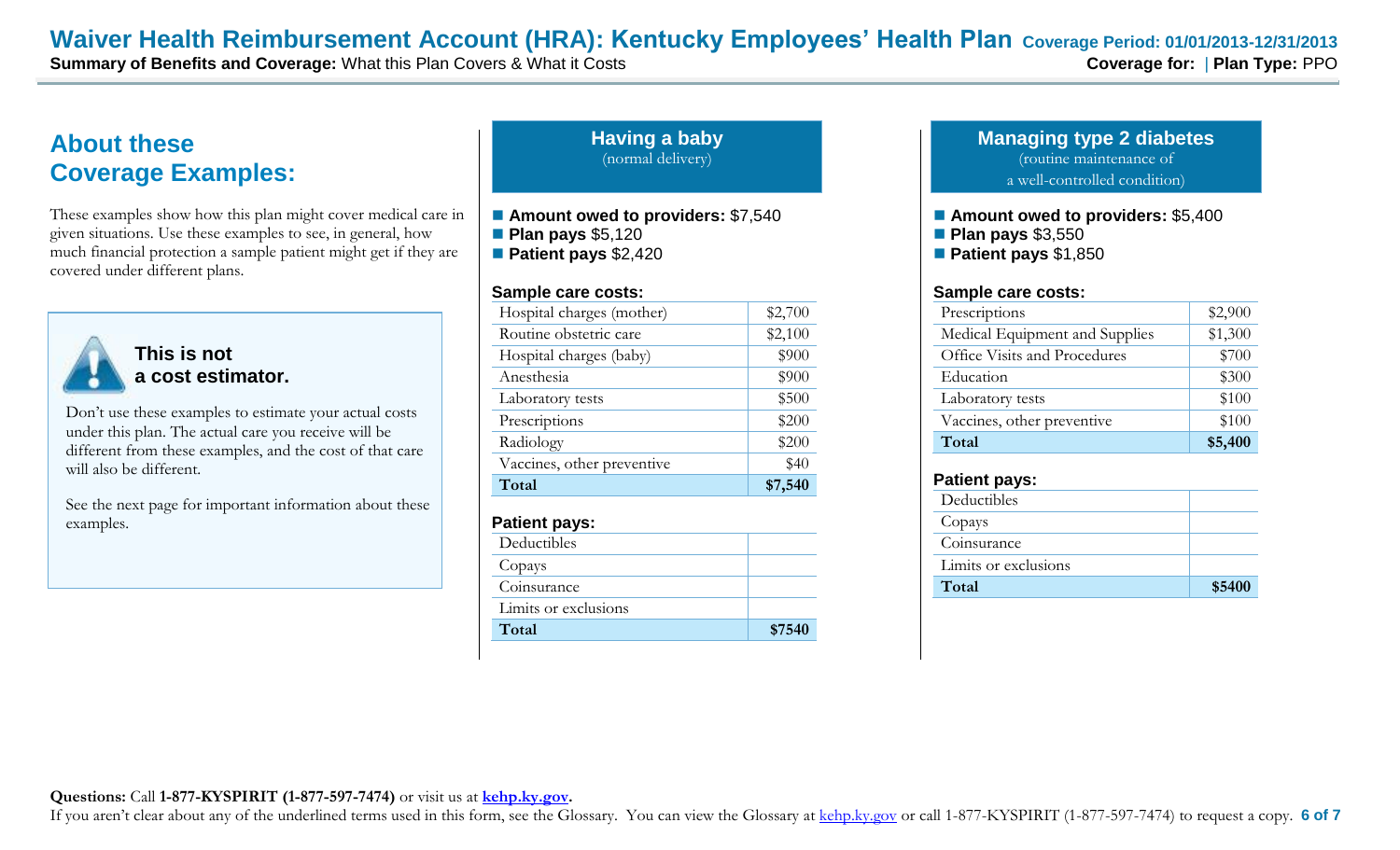# Waiver Health Reimbursement Account (HRA): Kentucky Employees' Health Plan

**Coverage Period: 01/01/2013-12/31/2013**

**Summary of Benefits and Coverage:** What this Plan Covers & What it Costs

**Coverage for:** | **Plan Type:** PPO

## About these Coverage Examples:

These examples show how this plan might cover medical care in given situations. Use these examples to see, in general, how much financial protection a sample patient might get if they are covered under different plans.

### This is not a cost estimator.

Don't use these examples to estimate your actual costs under this plan. The actual care you receive will be different from these examples, and the cost of that care will also be different.

See the next page for important information about these examples.

## Having a baby

(normal delivery)

- **Amount owed to providers:** $7,540
- **Plan pays** $5,120
- **Patient pays** $2,420

**Sample care costs:**

| | |
|---|---|
| Hospital charges (mother) | $2,700 |
| Routine obstetric care | $2,100 |
| Hospital charges (baby) | $900 |
| Anesthesia | $900 |
| Laboratory tests | $500 |
| Prescriptions | $200 |
| Radiology | $200 |
| Vaccines, other preventive | $40 |
| **Total** | **$7,540** |

**Patient pays:**

| | |
|---|---|
| Deductibles | |
| Copays | |
| Coinsurance | |
| Limits or exclusions | |
| **Total** | **$7540** |

## Managing type 2 diabetes

(routine maintenance of a well-controlled condition)

- **Amount owed to providers:** $5,400
- **Plan pays** $3,550
- **Patient pays** $1,850

**Sample care costs:**

| | |
|---|---|
| Prescriptions | $2,900 |
| Medical Equipment and Supplies | $1,300 |
| Office Visits and Procedures | $700 |
| Education | $300 |
| Laboratory tests | $100 |
| Vaccines, other preventive | $100 |
| **Total** | **$5,400** |

**Patient pays:**

| | |
|---|---|
| Deductibles | |
| Copays | |
| Coinsurance | |
| Limits or exclusions | |
| **Total** | **$5400** |

**Questions:** Call **1-877-KYSPIRIT (1-877-597-7474)** or visit us at **kehp.ky.gov**.

If you aren't clear about any of the underlined terms used in this form, see the Glossary. You can view the Glossary at kehp.ky.gov or call 1-877-KYSPIRIT (1-877-597-7474) to request a copy.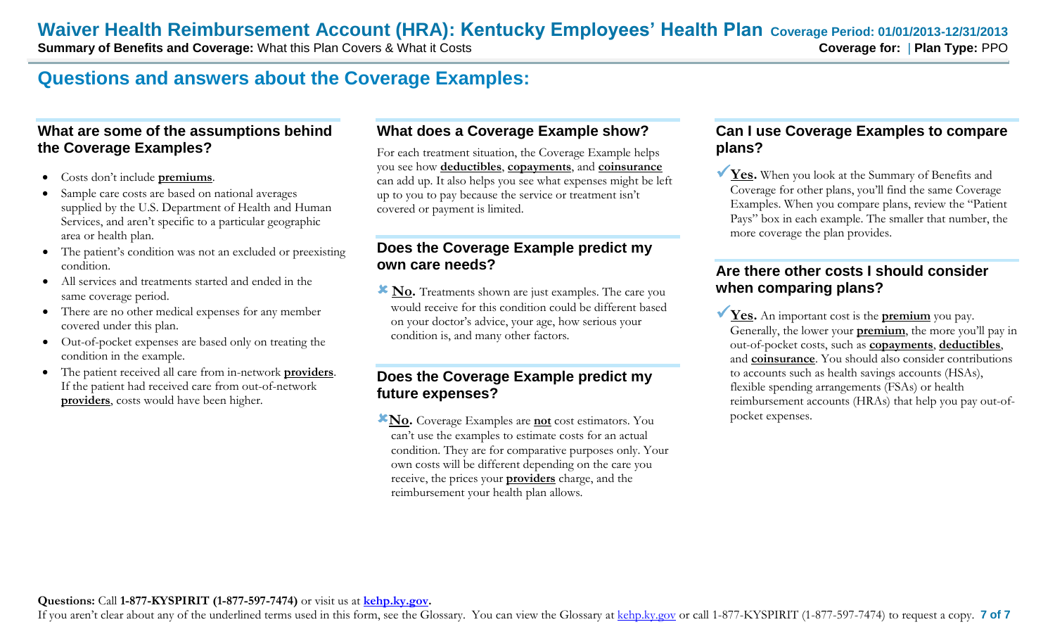# Questions and answers about the Coverage Examples:

## What are some of the assumptions behind the Coverage Examples?

- Costs don't include **premiums**.
- Sample care costs are based on national averages supplied by the U.S. Department of Health and Human Services, and aren't specific to a particular geographic area or health plan.
- The patient's condition was not an excluded or preexisting condition.
- All services and treatments started and ended in the same coverage period.
- There are no other medical expenses for any member covered under this plan.
- Out-of-pocket expenses are based only on treating the condition in the example.
- The patient received all care from in-network **providers**. If the patient had received care from out-of-network **providers**, costs would have been higher.

## What does a Coverage Example show?

For each treatment situation, the Coverage Example helps you see how **deductibles**, **copayments**, and **coinsurance** can add up. It also helps you see what expenses might be left up to you to pay because the service or treatment isn't covered or payment is limited.

## Does the Coverage Example predict my own care needs?

✘ **No.** Treatments shown are just examples. The care you would receive for this condition could be different based on your doctor's advice, your age, how serious your condition is, and many other factors.

## Does the Coverage Example predict my future expenses?

✘ **No.** Coverage Examples are **not** cost estimators. You can't use the examples to estimate costs for an actual condition. They are for comparative purposes only. Your own costs will be different depending on the care you receive, the prices your **providers** charge, and the reimbursement your health plan allows.

## Can I use Coverage Examples to compare plans?

✔ **Yes.** When you look at the Summary of Benefits and Coverage for other plans, you'll find the same Coverage Examples. When you compare plans, review the "Patient Pays" box in each example. The smaller that number, the more coverage the plan provides.

## Are there other costs I should consider when comparing plans?

✔ **Yes.** An important cost is the **premium** you pay. Generally, the lower your **premium**, the more you'll pay in out-of-pocket costs, such as **copayments**, **deductibles**, and **coinsurance**. You should also consider contributions to accounts such as health savings accounts (HSAs), flexible spending arrangements (FSAs) or health reimbursement accounts (HRAs) that help you pay out-of-pocket expenses.